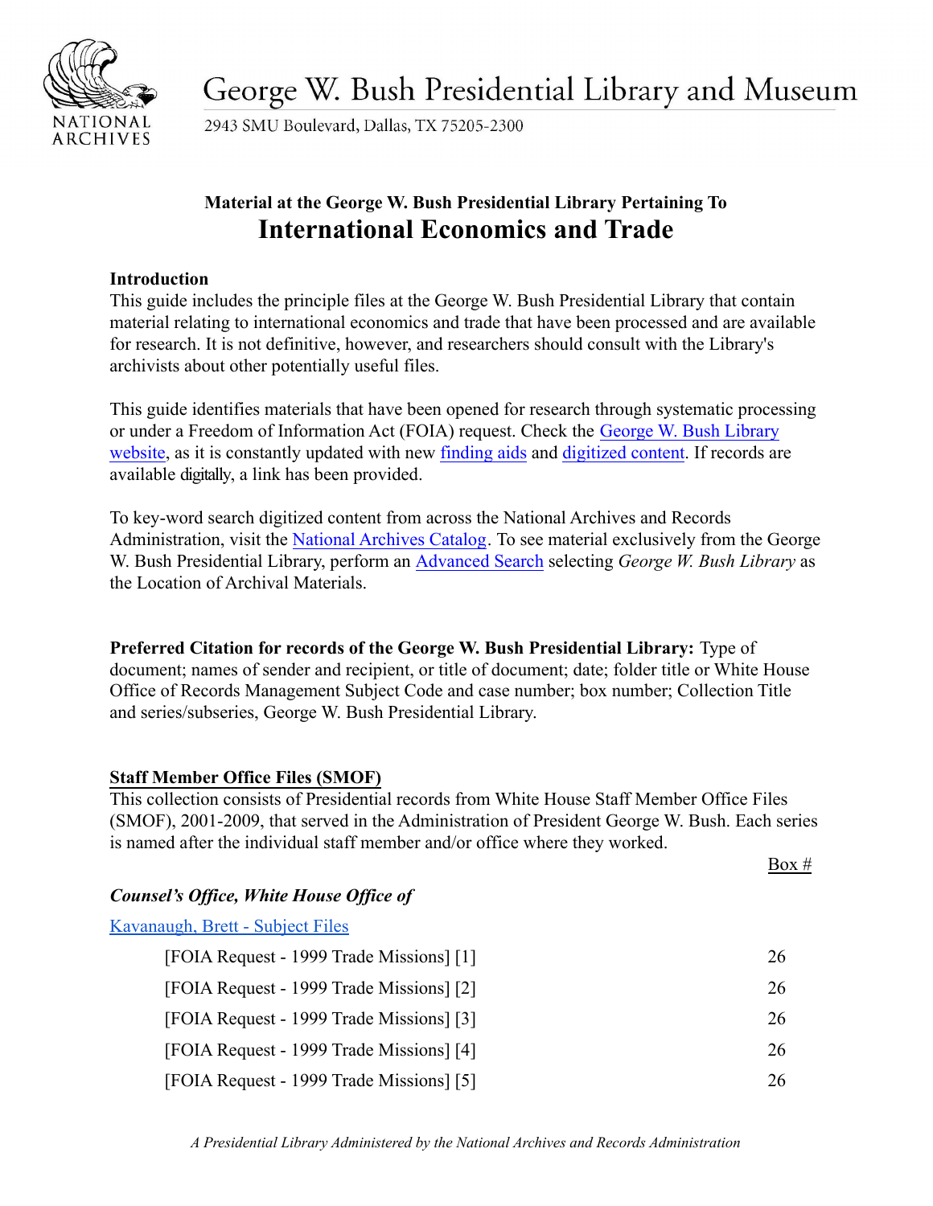# George W. Bush Presidential Library and Museum

2943 SMU Boulevard, Dallas, TX 75205-2300

**Material at the George W. Bush Presidential Library Pertaining To**

## International Economics and Trade

**Introduction**

This guide includes the principle files at the George W. Bush Presidential Library that contain material relating to international economics and trade that have been processed and are available for research. It is not definitive, however, and researchers should consult with the Library's archivists about other potentially useful files.

This guide identifies materials that have been opened for research through systematic processing or under a Freedom of Information Act (FOIA) request. Check the George W. Bush Library website, as it is constantly updated with new finding aids and digitized content. If records are available digitally, a link has been provided.

To key-word search digitized content from across the National Archives and Records Administration, visit the National Archives Catalog. To see material exclusively from the George W. Bush Presidential Library, perform an Advanced Search selecting *George W. Bush Library* as the Location of Archival Materials.

**Preferred Citation for records of the George W. Bush Presidential Library:** Type of document; names of sender and recipient, or title of document; date; folder title or White House Office of Records Management Subject Code and case number; box number; Collection Title and series/subseries, George W. Bush Presidential Library.

**Staff Member Office Files (SMOF)**

This collection consists of Presidential records from White House Staff Member Office Files (SMOF), 2001-2009, that served in the Administration of President George W. Bush. Each series is named after the individual staff member and/or office where they worked.

***Counsel's Office, White House Office of***

Kavanaugh, Brett - Subject Files

| | Box # |
|---|---|
| [FOIA Request - 1999 Trade Missions] [1] | 26 |
| [FOIA Request - 1999 Trade Missions] [2] | 26 |
| [FOIA Request - 1999 Trade Missions] [3] | 26 |
| [FOIA Request - 1999 Trade Missions] [4] | 26 |
| [FOIA Request - 1999 Trade Missions] [5] | 26 |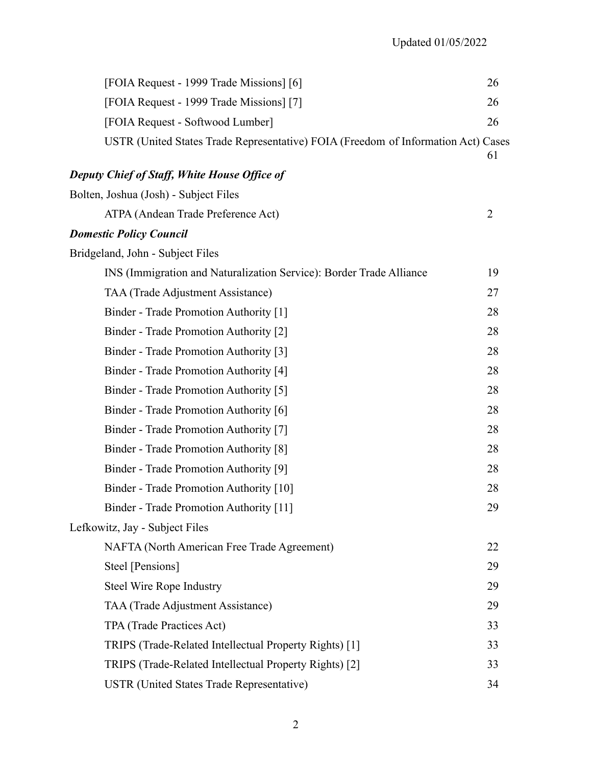| | |
|---|---|
| [FOIA Request - 1999 Trade Missions] [6] | 26 |
| [FOIA Request - 1999 Trade Missions] [7] | 26 |
| [FOIA Request - Softwood Lumber] | 26 |
| USTR (United States Trade Representative) FOIA (Freedom of Information Act) Cases | 61 |

***Deputy Chief of Staff, White House Office of***

Bolten, Joshua (Josh) - Subject Files

| | |
|---|---|
| ATPA (Andean Trade Preference Act) | 2 |

***Domestic Policy Council***

Bridgeland, John - Subject Files

| | |
|---|---|
| INS (Immigration and Naturalization Service): Border Trade Alliance | 19 |
| TAA (Trade Adjustment Assistance) | 27 |
| Binder - Trade Promotion Authority [1] | 28 |
| Binder - Trade Promotion Authority [2] | 28 |
| Binder - Trade Promotion Authority [3] | 28 |
| Binder - Trade Promotion Authority [4] | 28 |
| Binder - Trade Promotion Authority [5] | 28 |
| Binder - Trade Promotion Authority [6] | 28 |
| Binder - Trade Promotion Authority [7] | 28 |
| Binder - Trade Promotion Authority [8] | 28 |
| Binder - Trade Promotion Authority [9] | 28 |
| Binder - Trade Promotion Authority [10] | 28 |
| Binder - Trade Promotion Authority [11] | 29 |

Lefkowitz, Jay - Subject Files

| | |
|---|---|
| NAFTA (North American Free Trade Agreement) | 22 |
| Steel [Pensions] | 29 |
| Steel Wire Rope Industry | 29 |
| TAA (Trade Adjustment Assistance) | 29 |
| TPA (Trade Practices Act) | 33 |
| TRIPS (Trade-Related Intellectual Property Rights) [1] | 33 |
| TRIPS (Trade-Related Intellectual Property Rights) [2] | 33 |
| USTR (United States Trade Representative) | 34 |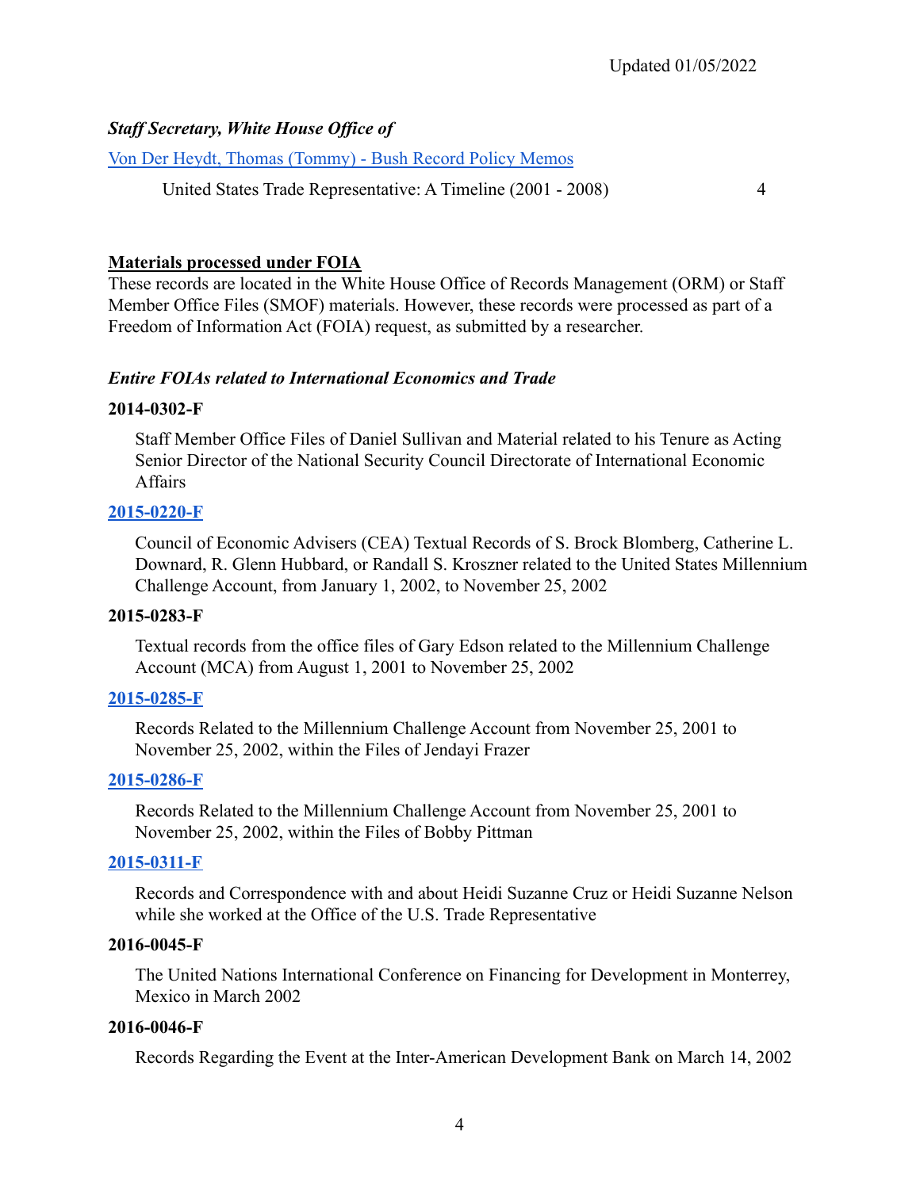Updated 01/05/2022

***Staff Secretary, White House Office of***

[Von Der Heydt, Thomas (Tommy) - Bush Record Policy Memos]()

United States Trade Representative: A Timeline (2001 - 2008) 4

**Materials processed under FOIA**

These records are located in the White House Office of Records Management (ORM) or Staff Member Office Files (SMOF) materials. However, these records were processed as part of a Freedom of Information Act (FOIA) request, as submitted by a researcher.

***Entire FOIAs related to International Economics and Trade***

**2014-0302-F**

Staff Member Office Files of Daniel Sullivan and Material related to his Tenure as Acting Senior Director of the National Security Council Directorate of International Economic Affairs

**[2015-0220-F]()**

Council of Economic Advisers (CEA) Textual Records of S. Brock Blomberg, Catherine L. Downard, R. Glenn Hubbard, or Randall S. Kroszner related to the United States Millennium Challenge Account, from January 1, 2002, to November 25, 2002

**2015-0283-F**

Textual records from the office files of Gary Edson related to the Millennium Challenge Account (MCA) from August 1, 2001 to November 25, 2002

**[2015-0285-F]()**

Records Related to the Millennium Challenge Account from November 25, 2001 to November 25, 2002, within the Files of Jendayi Frazer

**[2015-0286-F]()**

Records Related to the Millennium Challenge Account from November 25, 2001 to November 25, 2002, within the Files of Bobby Pittman

**[2015-0311-F]()**

Records and Correspondence with and about Heidi Suzanne Cruz or Heidi Suzanne Nelson while she worked at the Office of the U.S. Trade Representative

**2016-0045-F**

The United Nations International Conference on Financing for Development in Monterrey, Mexico in March 2002

**2016-0046-F**

Records Regarding the Event at the Inter-American Development Bank on March 14, 2002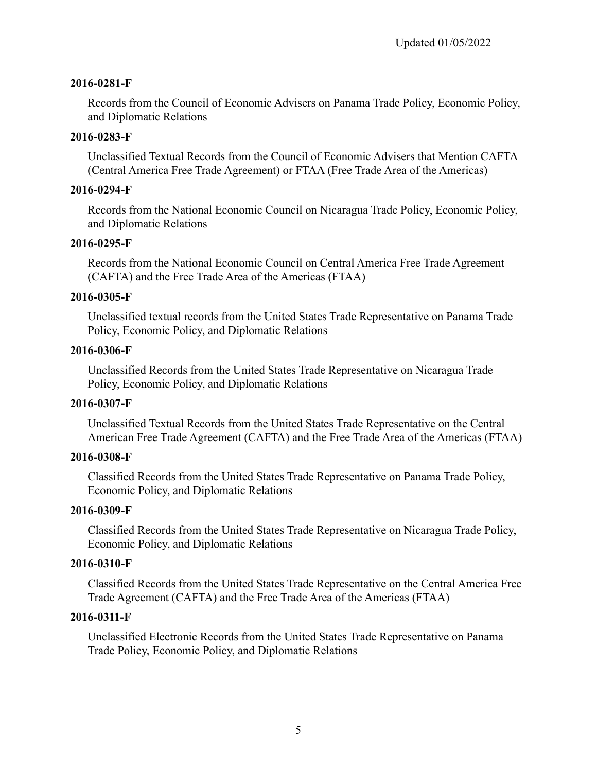**2016-0281-F**

Records from the Council of Economic Advisers on Panama Trade Policy, Economic Policy, and Diplomatic Relations

**2016-0283-F**

Unclassified Textual Records from the Council of Economic Advisers that Mention CAFTA (Central America Free Trade Agreement) or FTAA (Free Trade Area of the Americas)

**2016-0294-F**

Records from the National Economic Council on Nicaragua Trade Policy, Economic Policy, and Diplomatic Relations

**2016-0295-F**

Records from the National Economic Council on Central America Free Trade Agreement (CAFTA) and the Free Trade Area of the Americas (FTAA)

**2016-0305-F**

Unclassified textual records from the United States Trade Representative on Panama Trade Policy, Economic Policy, and Diplomatic Relations

**2016-0306-F**

Unclassified Records from the United States Trade Representative on Nicaragua Trade Policy, Economic Policy, and Diplomatic Relations

**2016-0307-F**

Unclassified Textual Records from the United States Trade Representative on the Central American Free Trade Agreement (CAFTA) and the Free Trade Area of the Americas (FTAA)

**2016-0308-F**

Classified Records from the United States Trade Representative on Panama Trade Policy, Economic Policy, and Diplomatic Relations

**2016-0309-F**

Classified Records from the United States Trade Representative on Nicaragua Trade Policy, Economic Policy, and Diplomatic Relations

**2016-0310-F**

Classified Records from the United States Trade Representative on the Central America Free Trade Agreement (CAFTA) and the Free Trade Area of the Americas (FTAA)

**2016-0311-F**

Unclassified Electronic Records from the United States Trade Representative on Panama Trade Policy, Economic Policy, and Diplomatic Relations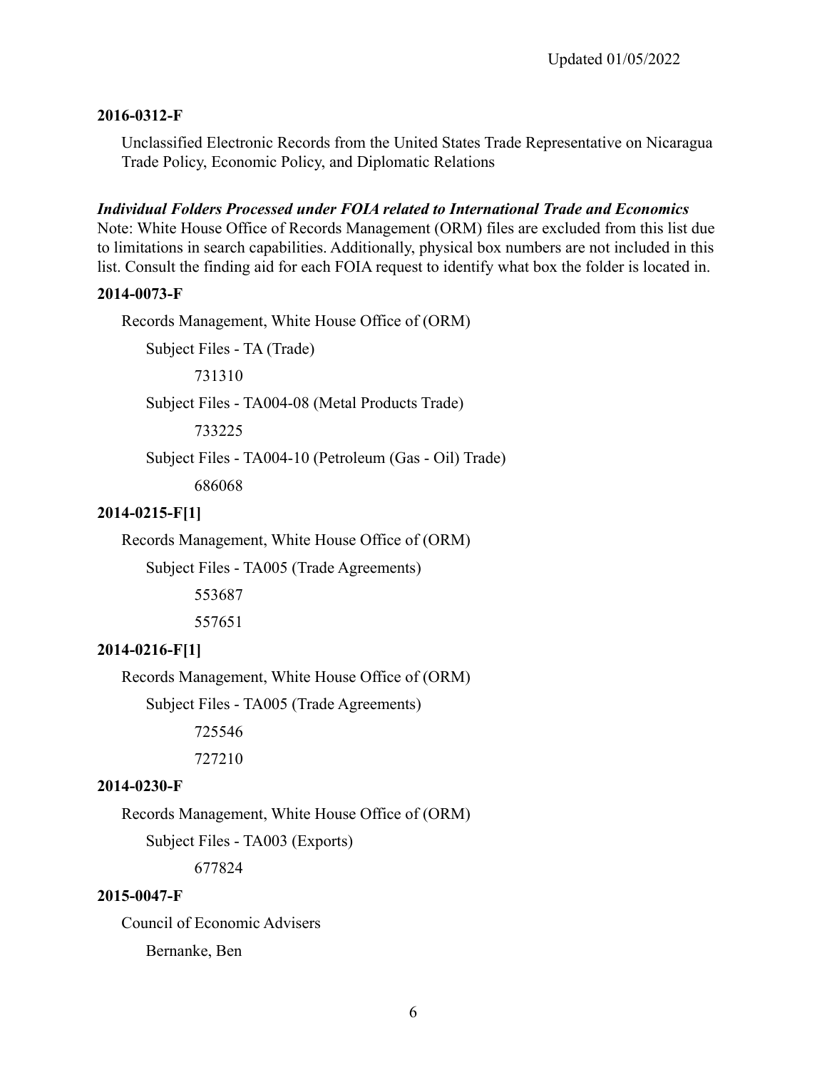**2016-0312-F**

Unclassified Electronic Records from the United States Trade Representative on Nicaragua Trade Policy, Economic Policy, and Diplomatic Relations

***Individual Folders Processed under FOIA related to International Trade and Economics***

Note: White House Office of Records Management (ORM) files are excluded from this list due to limitations in search capabilities. Additionally, physical box numbers are not included in this list. Consult the finding aid for each FOIA request to identify what box the folder is located in.

**2014-0073-F**

- Records Management, White House Office of (ORM)
  - Subject Files - TA (Trade)
    - 731310
  - Subject Files - TA004-08 (Metal Products Trade)
    - 733225
  - Subject Files - TA004-10 (Petroleum (Gas - Oil) Trade)
    - 686068

**2014-0215-F[1]**

- Records Management, White House Office of (ORM)
  - Subject Files - TA005 (Trade Agreements)
    - 553687
    - 557651

**2014-0216-F[1]**

- Records Management, White House Office of (ORM)
  - Subject Files - TA005 (Trade Agreements)
    - 725546
    - 727210

**2014-0230-F**

- Records Management, White House Office of (ORM)
  - Subject Files - TA003 (Exports)
    - 677824

**2015-0047-F**

- Council of Economic Advisers
  - Bernanke, Ben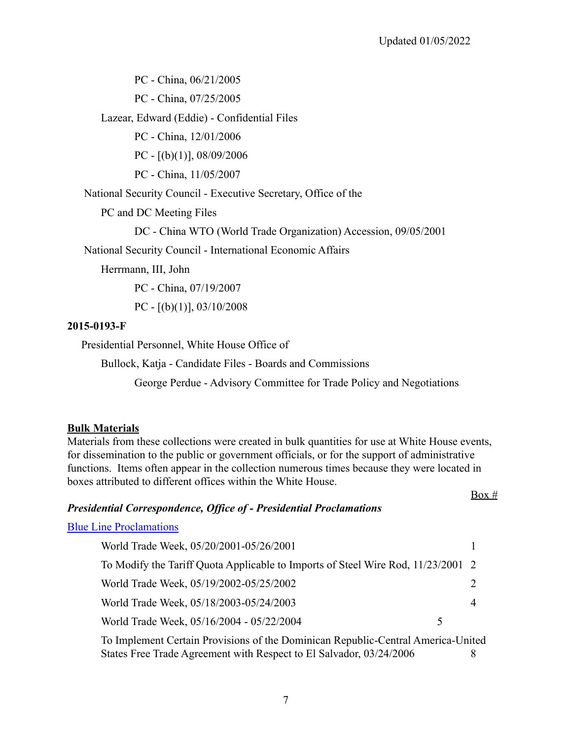PC - China, 06/21/2005

PC - China, 07/25/2005

Lazear, Edward (Eddie) - Confidential Files

PC - China, 12/01/2006

PC - [(b)(1)], 08/09/2006

PC - China, 11/05/2007

National Security Council - Executive Secretary, Office of the

PC and DC Meeting Files

DC - China WTO (World Trade Organization) Accession, 09/05/2001

National Security Council - International Economic Affairs

Herrmann, III, John

PC - China, 07/19/2007

PC - [(b)(1)], 03/10/2008

**2015-0193-F**

Presidential Personnel, White House Office of

Bullock, Katja - Candidate Files - Boards and Commissions

George Perdue - Advisory Committee for Trade Policy and Negotiations

## Bulk Materials

Materials from these collections were created in bulk quantities for use at White House events, for dissemination to the public or government officials, or for the support of administrative functions. Items often appear in the collection numerous times because they were located in boxes attributed to different offices within the White House.

***Presidential Correspondence, Office of - Presidential Proclamations***

Blue Line Proclamations

| | Box # |
|---|---|
| World Trade Week, 05/20/2001-05/26/2001 | 1 |
| To Modify the Tariff Quota Applicable to Imports of Steel Wire Rod, 11/23/2001 | 2 |
| World Trade Week, 05/19/2002-05/25/2002 | 2 |
| World Trade Week, 05/18/2003-05/24/2003 | 4 |
| World Trade Week, 05/16/2004 - 05/22/2004 | 5 |
| To Implement Certain Provisions of the Dominican Republic-Central America-United States Free Trade Agreement with Respect to El Salvador, 03/24/2006 | 8 |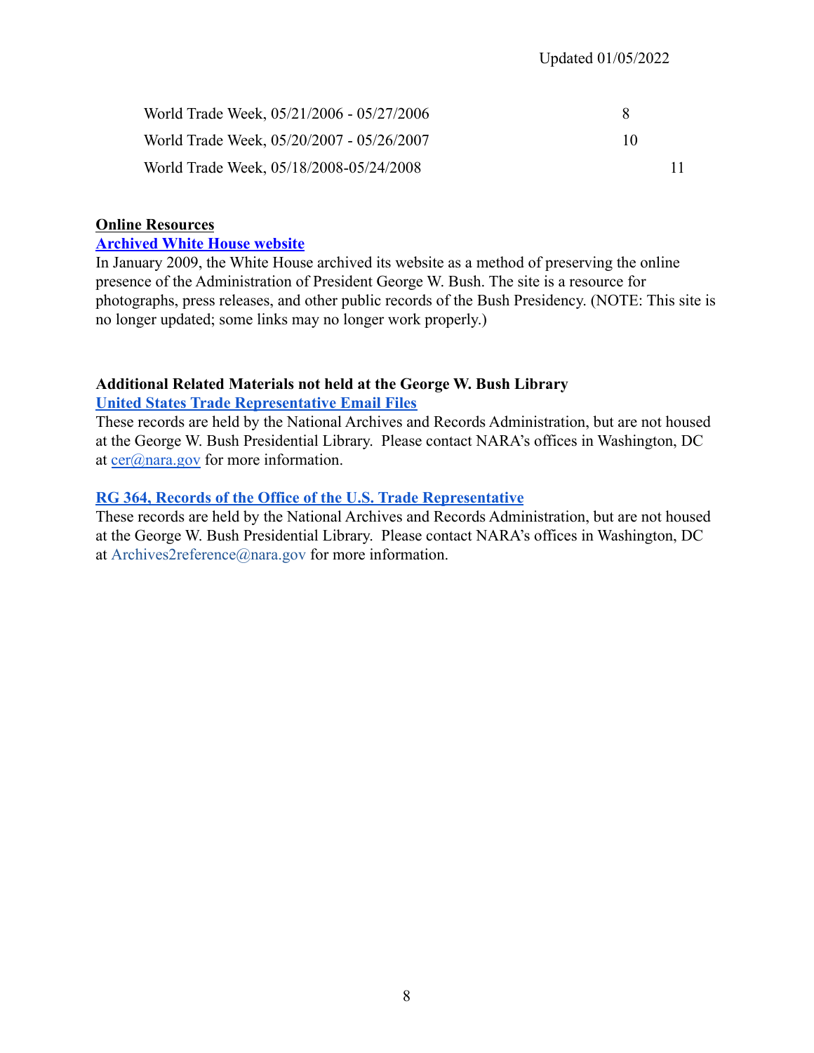Updated 01/05/2022

| | |
|---|---|
| World Trade Week, 05/21/2006 - 05/27/2006 | 8 |
| World Trade Week, 05/20/2007 - 05/26/2007 | 10 |
| World Trade Week, 05/18/2008-05/24/2008 | 11 |

**Online Resources**

**Archived White House website**

In January 2009, the White House archived its website as a method of preserving the online presence of the Administration of President George W. Bush. The site is a resource for photographs, press releases, and other public records of the Bush Presidency. (NOTE: This site is no longer updated; some links may no longer work properly.)

**Additional Related Materials not held at the George W. Bush Library**

**United States Trade Representative Email Files**

These records are held by the National Archives and Records Administration, but are not housed at the George W. Bush Presidential Library. Please contact NARA's offices in Washington, DC at cer@nara.gov for more information.

**RG 364, Records of the Office of the U.S. Trade Representative**

These records are held by the National Archives and Records Administration, but are not housed at the George W. Bush Presidential Library. Please contact NARA's offices in Washington, DC at Archives2reference@nara.gov for more information.